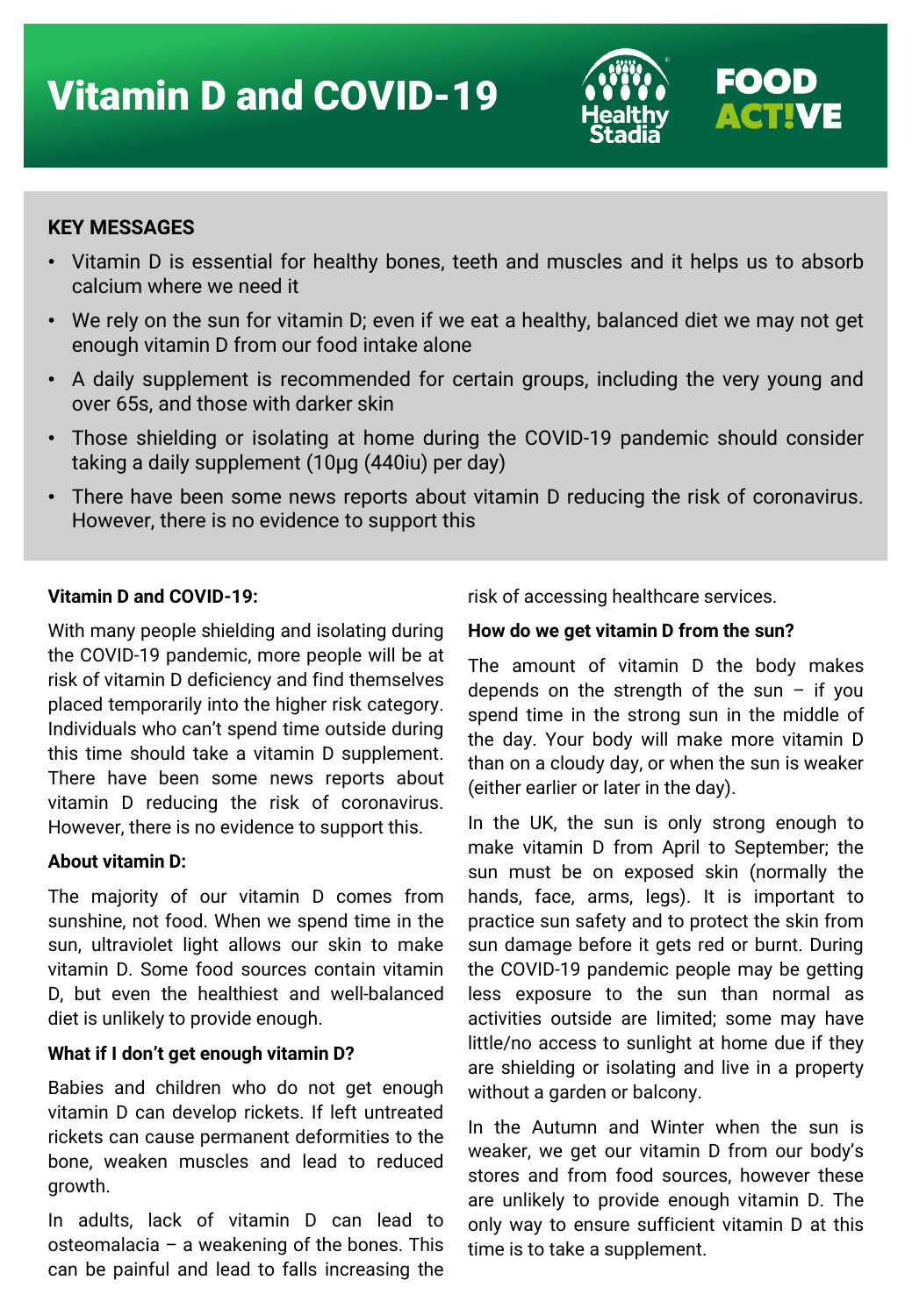# Vitamin D and COVID-19

Healthy Stadia

FOOD ACTIVE

**KEY MESSAGES**

- Vitamin D is essential for healthy bones, teeth and muscles and it helps us to absorb calcium where we need it
- We rely on the sun for vitamin D; even if we eat a healthy, balanced diet we may not get enough vitamin D from our food intake alone
- A daily supplement is recommended for certain groups, including the very young and over 65s, and those with darker skin
- Those shielding or isolating at home during the COVID-19 pandemic should consider taking a daily supplement (10µg (440iu) per day)
- There have been some news reports about vitamin D reducing the risk of coronavirus. However, there is no evidence to support this

**Vitamin D and COVID-19:**

With many people shielding and isolating during the COVID-19 pandemic, more people will be at risk of vitamin D deficiency and find themselves placed temporarily into the higher risk category. Individuals who can't spend time outside during this time should take a vitamin D supplement. There have been some news reports about vitamin D reducing the risk of coronavirus. However, there is no evidence to support this.

**About vitamin D:**

The majority of our vitamin D comes from sunshine, not food. When we spend time in the sun, ultraviolet light allows our skin to make vitamin D. Some food sources contain vitamin D, but even the healthiest and well-balanced diet is unlikely to provide enough.

**What if I don't get enough vitamin D?**

Babies and children who do not get enough vitamin D can develop rickets. If left untreated rickets can cause permanent deformities to the bone, weaken muscles and lead to reduced growth.

In adults, lack of vitamin D can lead to osteomalacia – a weakening of the bones. This can be painful and lead to falls increasing the risk of accessing healthcare services.

**How do we get vitamin D from the sun?**

The amount of vitamin D the body makes depends on the strength of the sun – if you spend time in the strong sun in the middle of the day. Your body will make more vitamin D than on a cloudy day, or when the sun is weaker (either earlier or later in the day).

In the UK, the sun is only strong enough to make vitamin D from April to September; the sun must be on exposed skin (normally the hands, face, arms, legs). It is important to practice sun safety and to protect the skin from sun damage before it gets red or burnt. During the COVID-19 pandemic people may be getting less exposure to the sun than normal as activities outside are limited; some may have little/no access to sunlight at home due if they are shielding or isolating and live in a property without a garden or balcony.

In the Autumn and Winter when the sun is weaker, we get our vitamin D from our body's stores and from food sources, however these are unlikely to provide enough vitamin D. The only way to ensure sufficient vitamin D at this time is to take a supplement.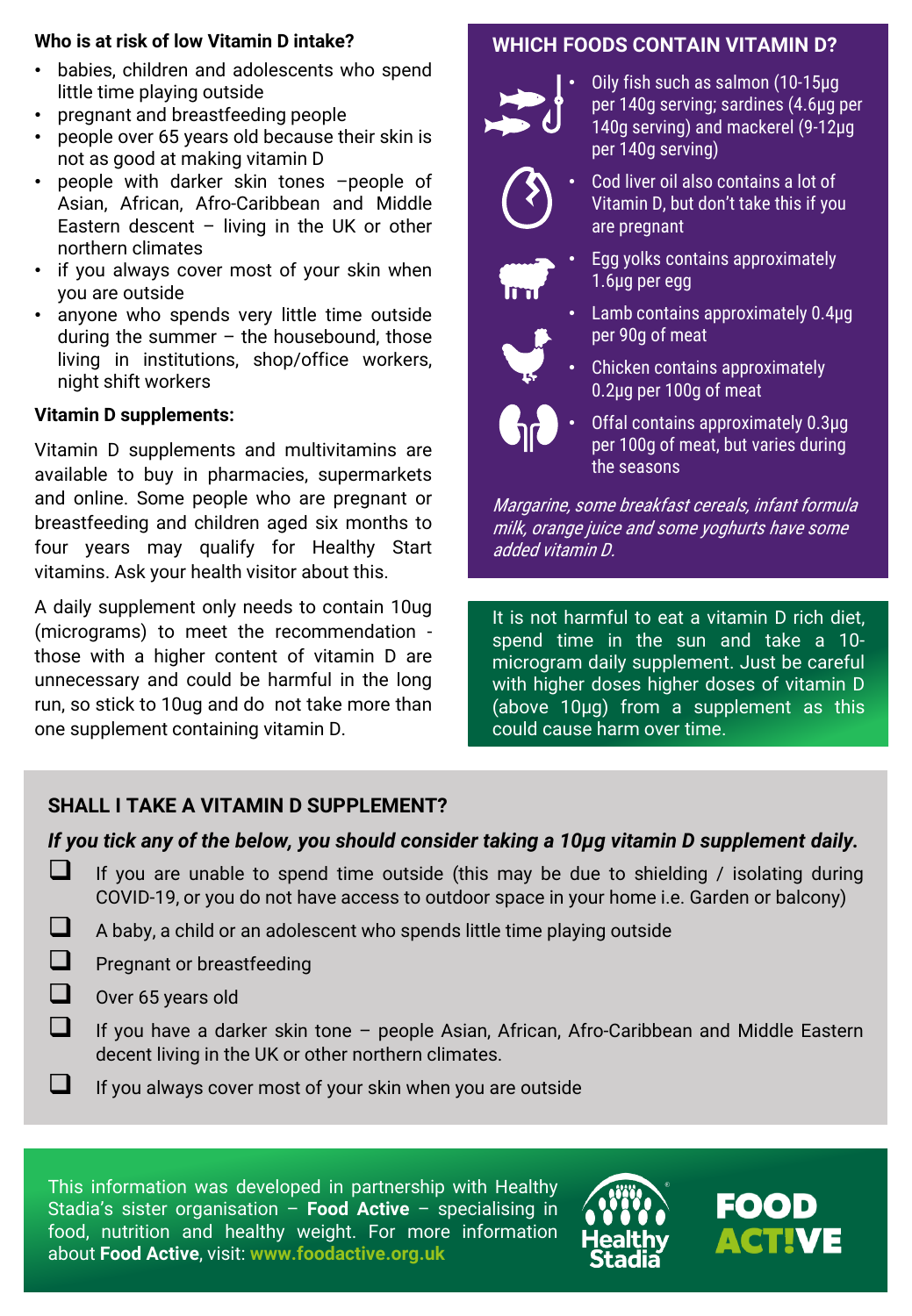**Who is at risk of low Vitamin D intake?**

- babies, children and adolescents who spend little time playing outside
- pregnant and breastfeeding people
- people over 65 years old because their skin is not as good at making vitamin D
- people with darker skin tones –people of Asian, African, Afro-Caribbean and Middle Eastern descent – living in the UK or other northern climates
- if you always cover most of your skin when you are outside
- anyone who spends very little time outside during the summer – the housebound, those living in institutions, shop/office workers, night shift workers

**Vitamin D supplements:**

Vitamin D supplements and multivitamins are available to buy in pharmacies, supermarkets and online. Some people who are pregnant or breastfeeding and children aged six months to four years may qualify for Healthy Start vitamins. Ask your health visitor about this.

A daily supplement only needs to contain 10ug (micrograms) to meet the recommendation - those with a higher content of vitamin D are unnecessary and could be harmful in the long run, so stick to 10ug and do not take more than one supplement containing vitamin D.

## WHICH FOODS CONTAIN VITAMIN D?

- Oily fish such as salmon (10-15µg per 140g serving; sardines (4.6µg per 140g serving) and mackerel (9-12µg per 140g serving)
- Cod liver oil also contains a lot of Vitamin D, but don't take this if you are pregnant
- Egg yolks contains approximately 1.6µg per egg
- Lamb contains approximately 0.4µg per 90g of meat
- Chicken contains approximately 0.2µg per 100g of meat
- Offal contains approximately 0.3µg per 100g of meat, but varies during the seasons

*Margarine, some breakfast cereals, infant formula milk, orange juice and some yoghurts have some added vitamin D.*

It is not harmful to eat a vitamin D rich diet, spend time in the sun and take a 10-microgram daily supplement. Just be careful with higher doses higher doses of vitamin D (above 10µg) from a supplement as this could cause harm over time.

## SHALL I TAKE A VITAMIN D SUPPLEMENT?

***If you tick any of the below, you should consider taking a 10µg vitamin D supplement daily.***

- ☐ If you are unable to spend time outside (this may be due to shielding / isolating during COVID-19, or you do not have access to outdoor space in your home i.e. Garden or balcony)
- ☐ A baby, a child or an adolescent who spends little time playing outside
- ☐ Pregnant or breastfeeding
- ☐ Over 65 years old
- ☐ If you have a darker skin tone – people Asian, African, Afro-Caribbean and Middle Eastern decent living in the UK or other northern climates.
- ☐ If you always cover most of your skin when you are outside

This information was developed in partnership with Healthy Stadia's sister organisation – **Food Active** – specialising in food, nutrition and healthy weight. For more information about **Food Active**, visit: **www.foodactive.org.uk**

Healthy Stadia

FOOD ACT!VE